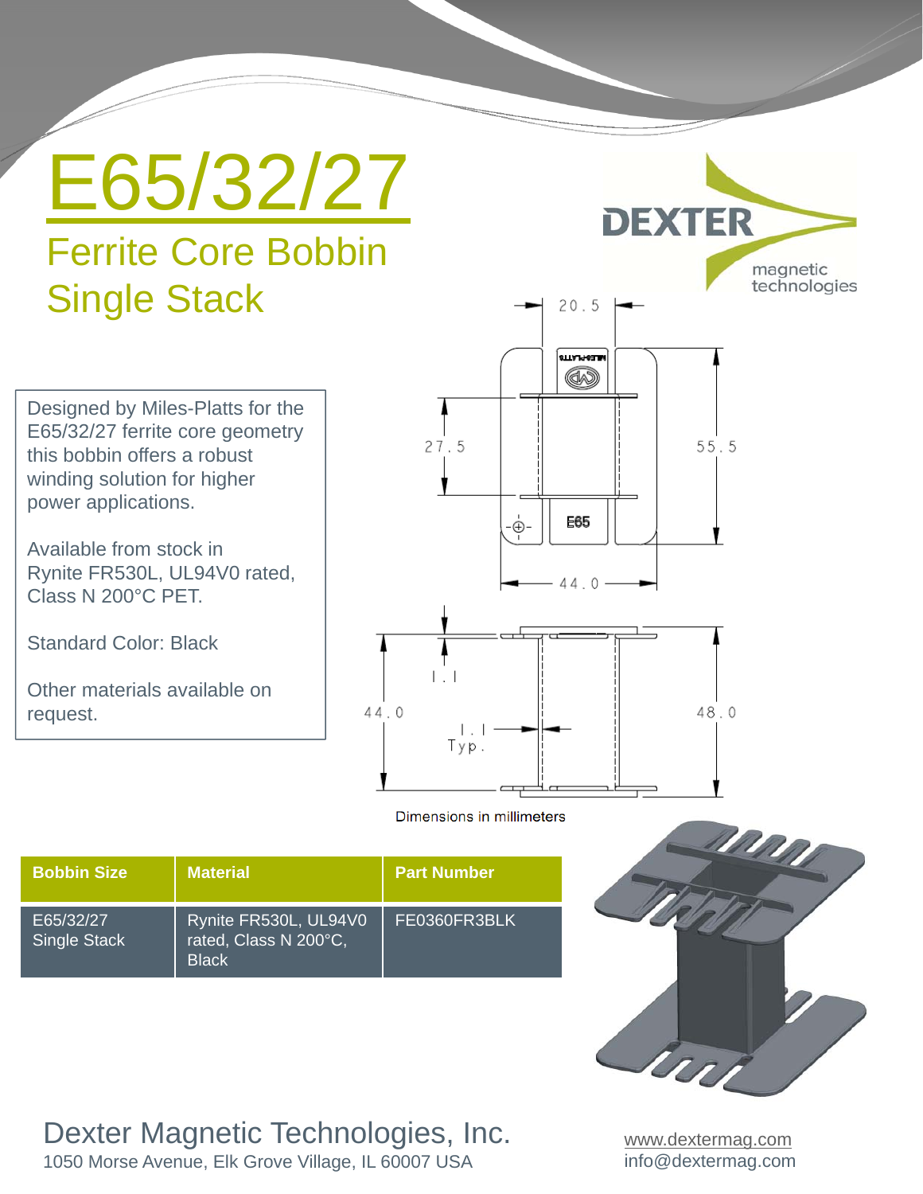# E65/32/27

## Ferrite Core Bobbin Single Stack

Designed by Miles-Platts for the E65/32/27 ferrite core geometry this bobbin offers a robust winding solution for higher power applications.

Available from stock in Rynite FR530L, UL94V0 rated, Class N 200°C PET.

Standard Color: Black

Other materials available on request.

Dimensions in millimeters

| Bobbin Size | Material | Part Number |
|---|---|---|
| E65/32/27 Single Stack | Rynite FR530L, UL94V0 rated, Class N 200°C, Black | FE0360FR3BLK |

Dexter Magnetic Technologies, Inc.
1050 Morse Avenue, Elk Grove Village, IL 60007 USA

www.dextermag.com
info@dextermag.com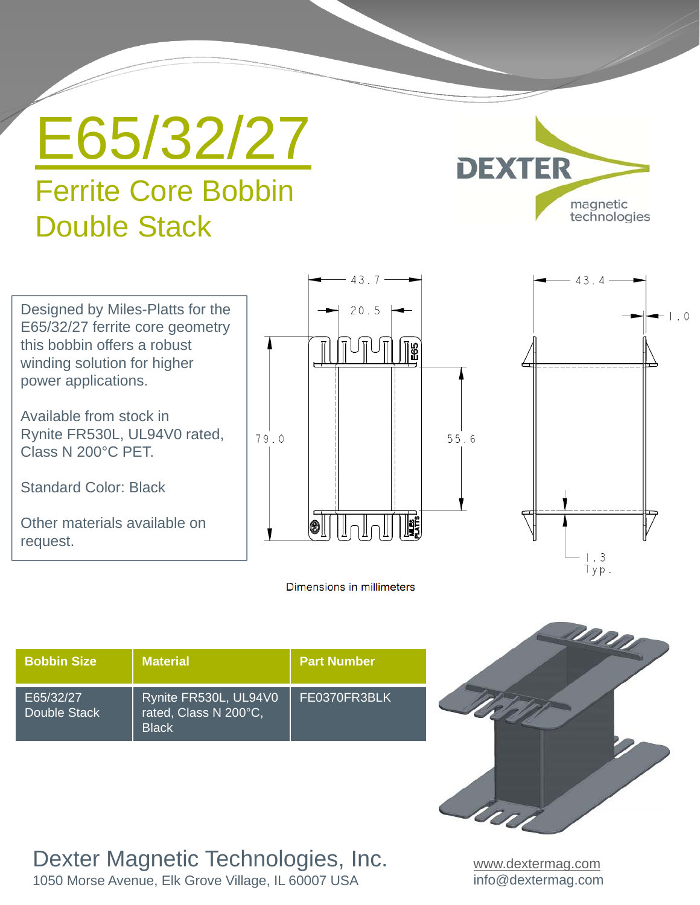# E65/32/27

## Ferrite Core Bobbin Double Stack

DEXTER magnetic technologies

Designed by Miles-Platts for the E65/32/27 ferrite core geometry this bobbin offers a robust winding solution for higher power applications.

Available from stock in Rynite FR530L, UL94V0 rated, Class N 200°C PET.

Standard Color: Black

Other materials available on request.

43.7
20.5
79.0
55.6
43.4
1.0
1.3 Typ.
E65
MILES PLATTS

Dimensions in millimeters

| Bobbin Size | Material | Part Number |
|---|---|---|
| E65/32/27 Double Stack | Rynite FR530L, UL94V0 rated, Class N 200°C, Black | FE0370FR3BLK |

Dexter Magnetic Technologies, Inc.
1050 Morse Avenue, Elk Grove Village, IL 60007 USA

www.dextermag.com
info@dextermag.com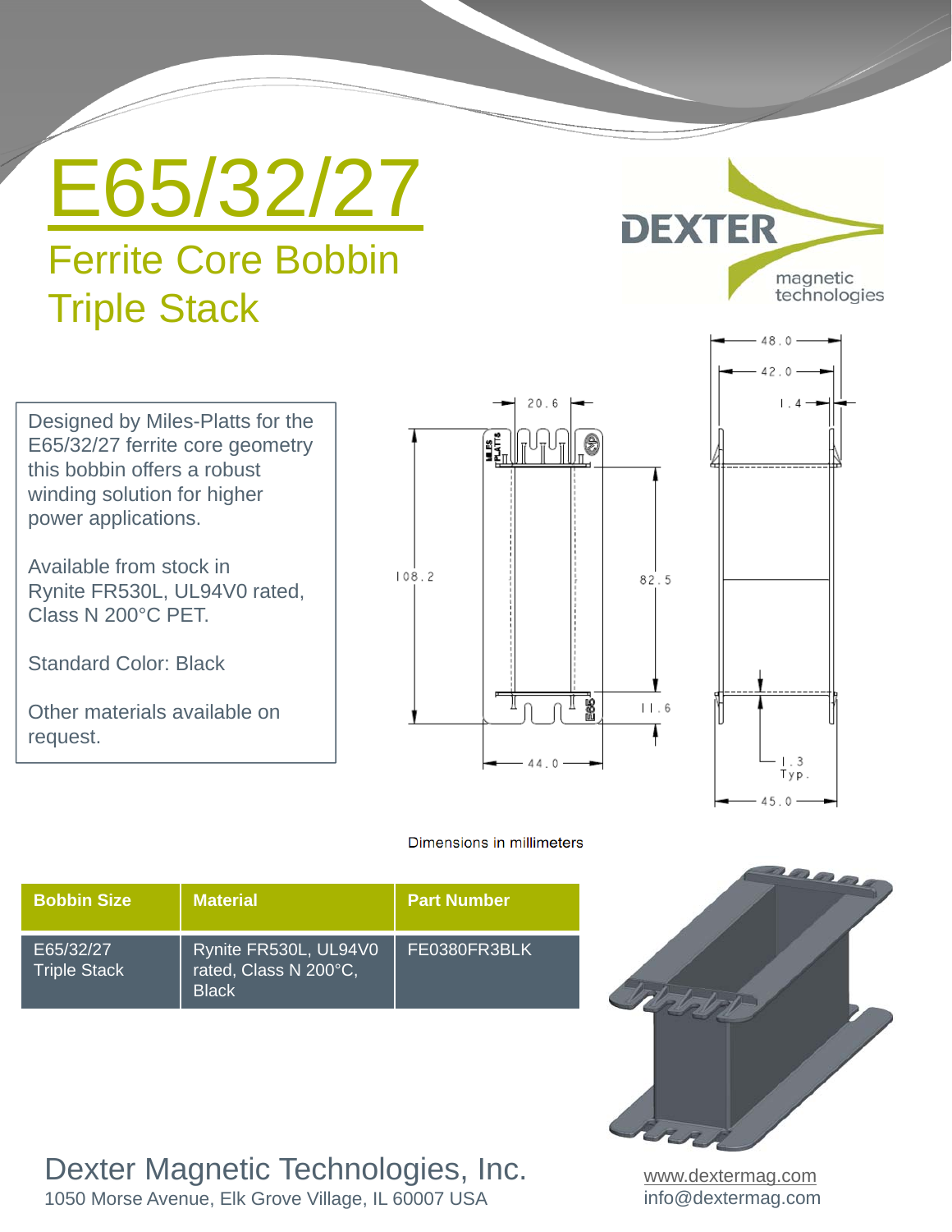# E65/32/27

## Ferrite Core Bobbin Triple Stack

Designed by Miles-Platts for the E65/32/27 ferrite core geometry this bobbin offers a robust winding solution for higher power applications.

Available from stock in Rynite FR530L, UL94V0 rated, Class N 200°C PET.

Standard Color: Black

Other materials available on request.

20.6
108.2
82.5
11.6
44.0
48.0
42.0
1.4
1.3 Typ.
45.0

Dimensions in millimeters

| Bobbin Size | Material | Part Number |
|---|---|---|
| E65/32/27 Triple Stack | Rynite FR530L, UL94V0 rated, Class N 200°C, Black | FE0380FR3BLK |

Dexter Magnetic Technologies, Inc.
1050 Morse Avenue, Elk Grove Village, IL 60007 USA

www.dextermag.com
info@dextermag.com